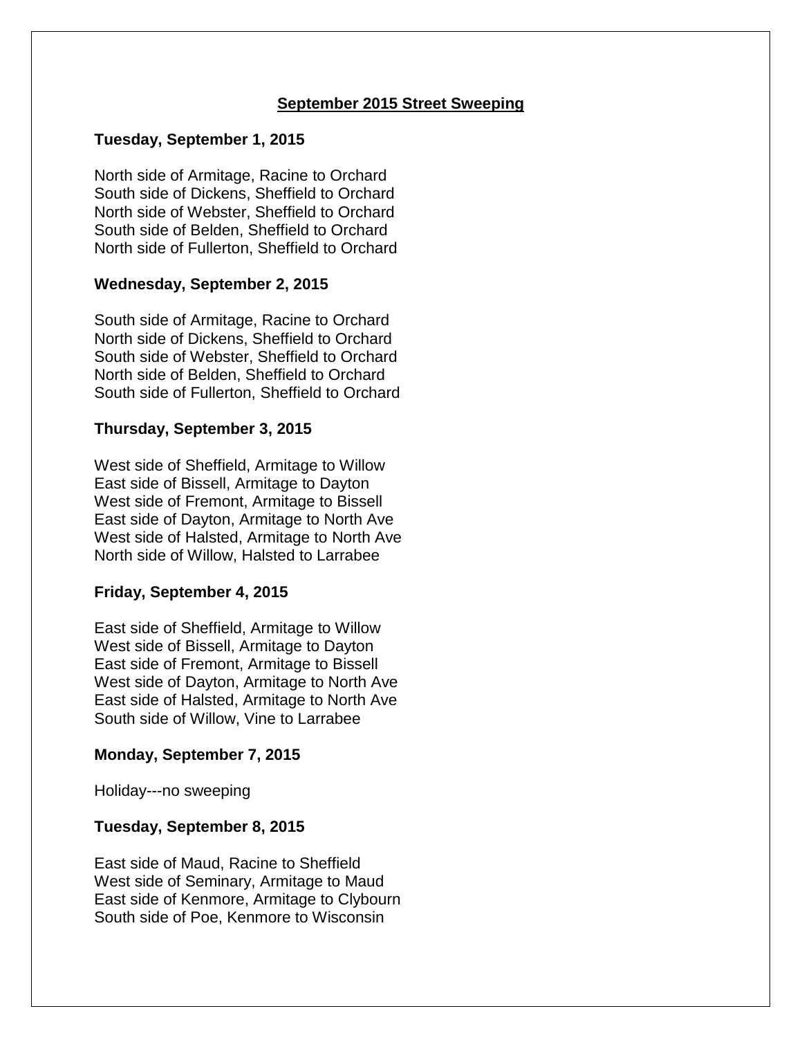# September 2015 Street Sweeping

**Tuesday, September 1, 2015**

North side of Armitage, Racine to Orchard
South side of Dickens, Sheffield to Orchard
North side of Webster, Sheffield to Orchard
South side of Belden, Sheffield to Orchard
North side of Fullerton, Sheffield to Orchard

**Wednesday, September 2, 2015**

South side of Armitage, Racine to Orchard
North side of Dickens, Sheffield to Orchard
South side of Webster, Sheffield to Orchard
North side of Belden, Sheffield to Orchard
South side of Fullerton, Sheffield to Orchard

**Thursday, September 3, 2015**

West side of Sheffield, Armitage to Willow
East side of Bissell, Armitage to Dayton
West side of Fremont, Armitage to Bissell
East side of Dayton, Armitage to North Ave
West side of Halsted, Armitage to North Ave
North side of Willow, Halsted to Larrabee

**Friday, September 4, 2015**

East side of Sheffield, Armitage to Willow
West side of Bissell, Armitage to Dayton
East side of Fremont, Armitage to Bissell
West side of Dayton, Armitage to North Ave
East side of Halsted, Armitage to North Ave
South side of Willow, Vine to Larrabee

**Monday, September 7, 2015**

Holiday---no sweeping

**Tuesday, September 8, 2015**

East side of Maud, Racine to Sheffield
West side of Seminary, Armitage to Maud
East side of Kenmore, Armitage to Clybourn
South side of Poe, Kenmore to Wisconsin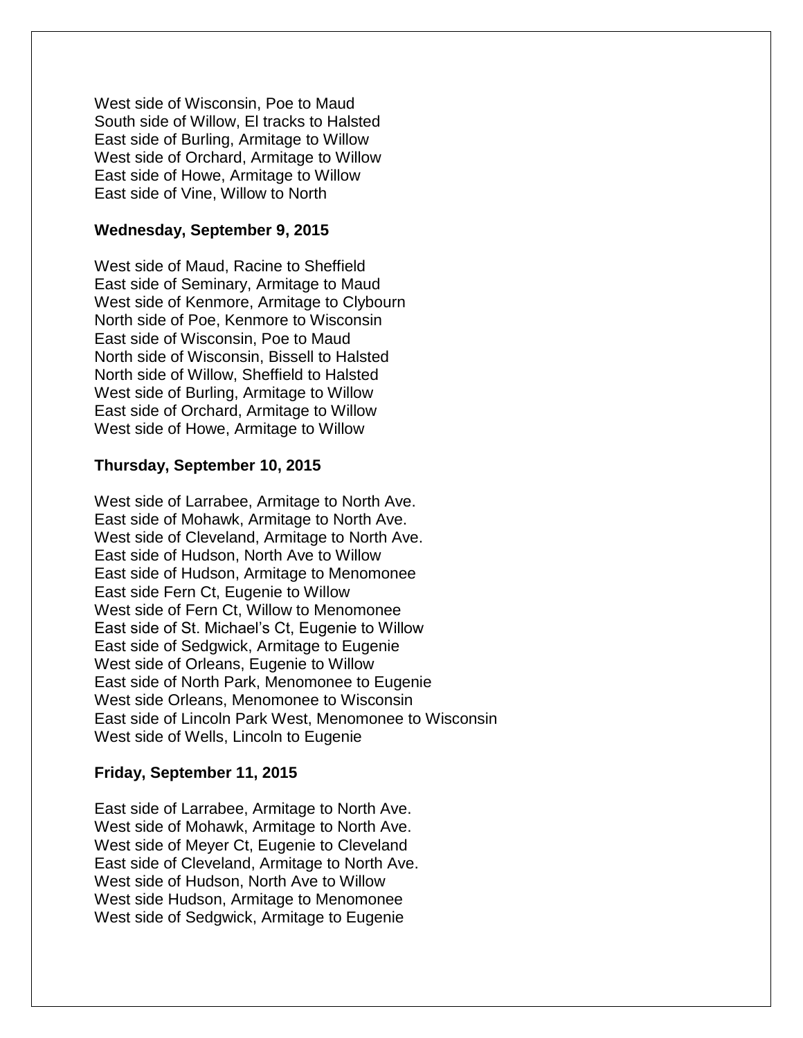West side of Wisconsin, Poe to Maud
South side of Willow, El tracks to Halsted
East side of Burling, Armitage to Willow
West side of Orchard, Armitage to Willow
East side of Howe, Armitage to Willow
East side of Vine, Willow to North

**Wednesday, September 9, 2015**

West side of Maud, Racine to Sheffield
East side of Seminary, Armitage to Maud
West side of Kenmore, Armitage to Clybourn
North side of Poe, Kenmore to Wisconsin
East side of Wisconsin, Poe to Maud
North side of Wisconsin, Bissell to Halsted
North side of Willow, Sheffield to Halsted
West side of Burling, Armitage to Willow
East side of Orchard, Armitage to Willow
West side of Howe, Armitage to Willow

**Thursday, September 10, 2015**

West side of Larrabee, Armitage to North Ave.
East side of Mohawk, Armitage to North Ave.
West side of Cleveland, Armitage to North Ave.
East side of Hudson, North Ave to Willow
East side of Hudson, Armitage to Menomonee
East side Fern Ct, Eugenie to Willow
West side of Fern Ct, Willow to Menomonee
East side of St. Michael's Ct, Eugenie to Willow
East side of Sedgwick, Armitage to Eugenie
West side of Orleans, Eugenie to Willow
East side of North Park, Menomonee to Eugenie
West side Orleans, Menomonee to Wisconsin
East side of Lincoln Park West, Menomonee to Wisconsin
West side of Wells, Lincoln to Eugenie

**Friday, September 11, 2015**

East side of Larrabee, Armitage to North Ave.
West side of Mohawk, Armitage to North Ave.
West side of Meyer Ct, Eugenie to Cleveland
East side of Cleveland, Armitage to North Ave.
West side of Hudson, North Ave to Willow
West side Hudson, Armitage to Menomonee
West side of Sedgwick, Armitage to Eugenie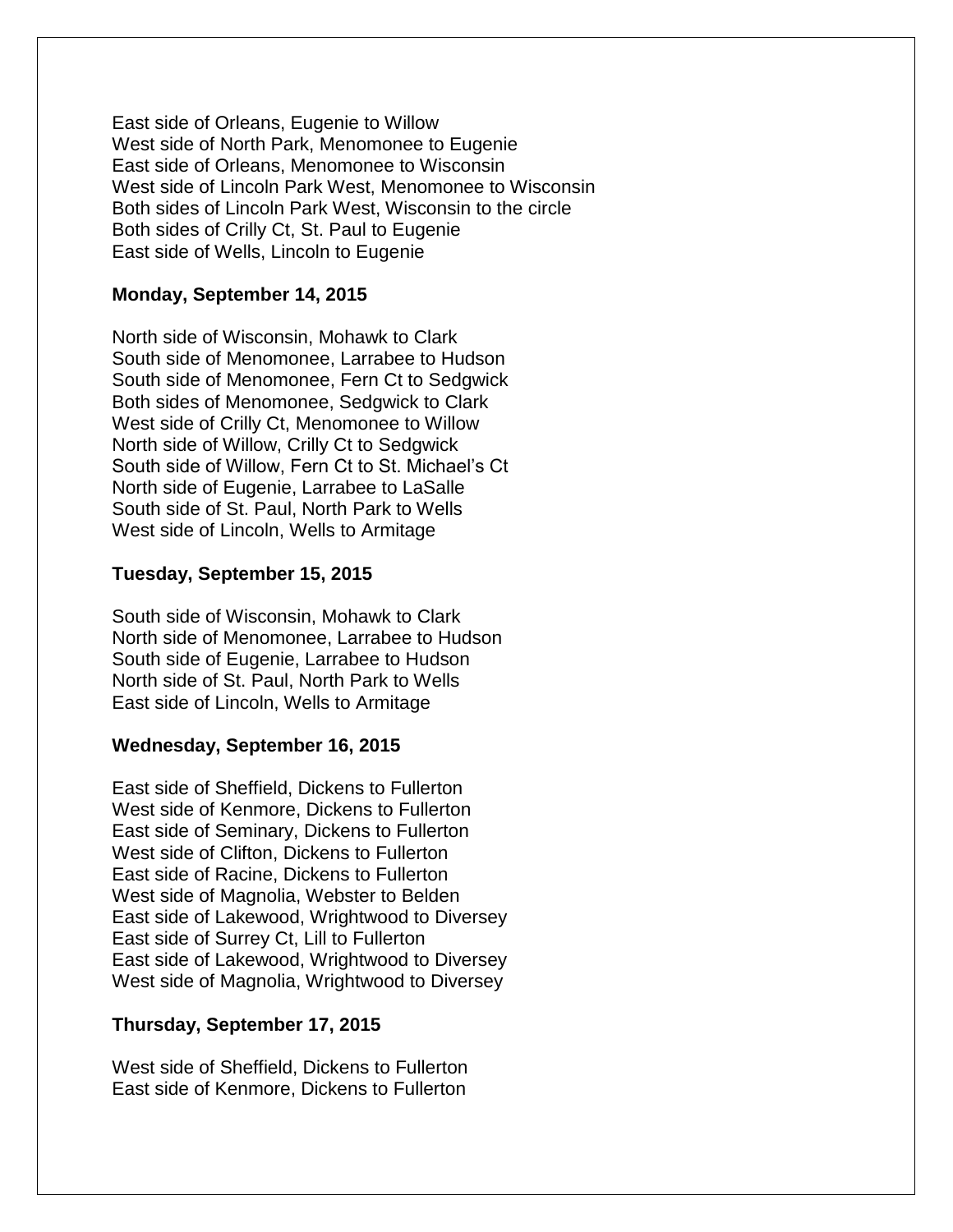East side of Orleans, Eugenie to Willow
West side of North Park, Menomonee to Eugenie
East side of Orleans, Menomonee to Wisconsin
West side of Lincoln Park West, Menomonee to Wisconsin
Both sides of Lincoln Park West, Wisconsin to the circle
Both sides of Crilly Ct, St. Paul to Eugenie
East side of Wells, Lincoln to Eugenie

**Monday, September 14, 2015**

North side of Wisconsin, Mohawk to Clark
South side of Menomonee, Larrabee to Hudson
South side of Menomonee, Fern Ct to Sedgwick
Both sides of Menomonee, Sedgwick to Clark
West side of Crilly Ct, Menomonee to Willow
North side of Willow, Crilly Ct to Sedgwick
South side of Willow, Fern Ct to St. Michael's Ct
North side of Eugenie, Larrabee to LaSalle
South side of St. Paul, North Park to Wells
West side of Lincoln, Wells to Armitage

**Tuesday, September 15, 2015**

South side of Wisconsin, Mohawk to Clark
North side of Menomonee, Larrabee to Hudson
South side of Eugenie, Larrabee to Hudson
North side of St. Paul, North Park to Wells
East side of Lincoln, Wells to Armitage

**Wednesday, September 16, 2015**

East side of Sheffield, Dickens to Fullerton
West side of Kenmore, Dickens to Fullerton
East side of Seminary, Dickens to Fullerton
West side of Clifton, Dickens to Fullerton
East side of Racine, Dickens to Fullerton
West side of Magnolia, Webster to Belden
East side of Lakewood, Wrightwood to Diversey
East side of Surrey Ct, Lill to Fullerton
East side of Lakewood, Wrightwood to Diversey
West side of Magnolia, Wrightwood to Diversey

**Thursday, September 17, 2015**

West side of Sheffield, Dickens to Fullerton
East side of Kenmore, Dickens to Fullerton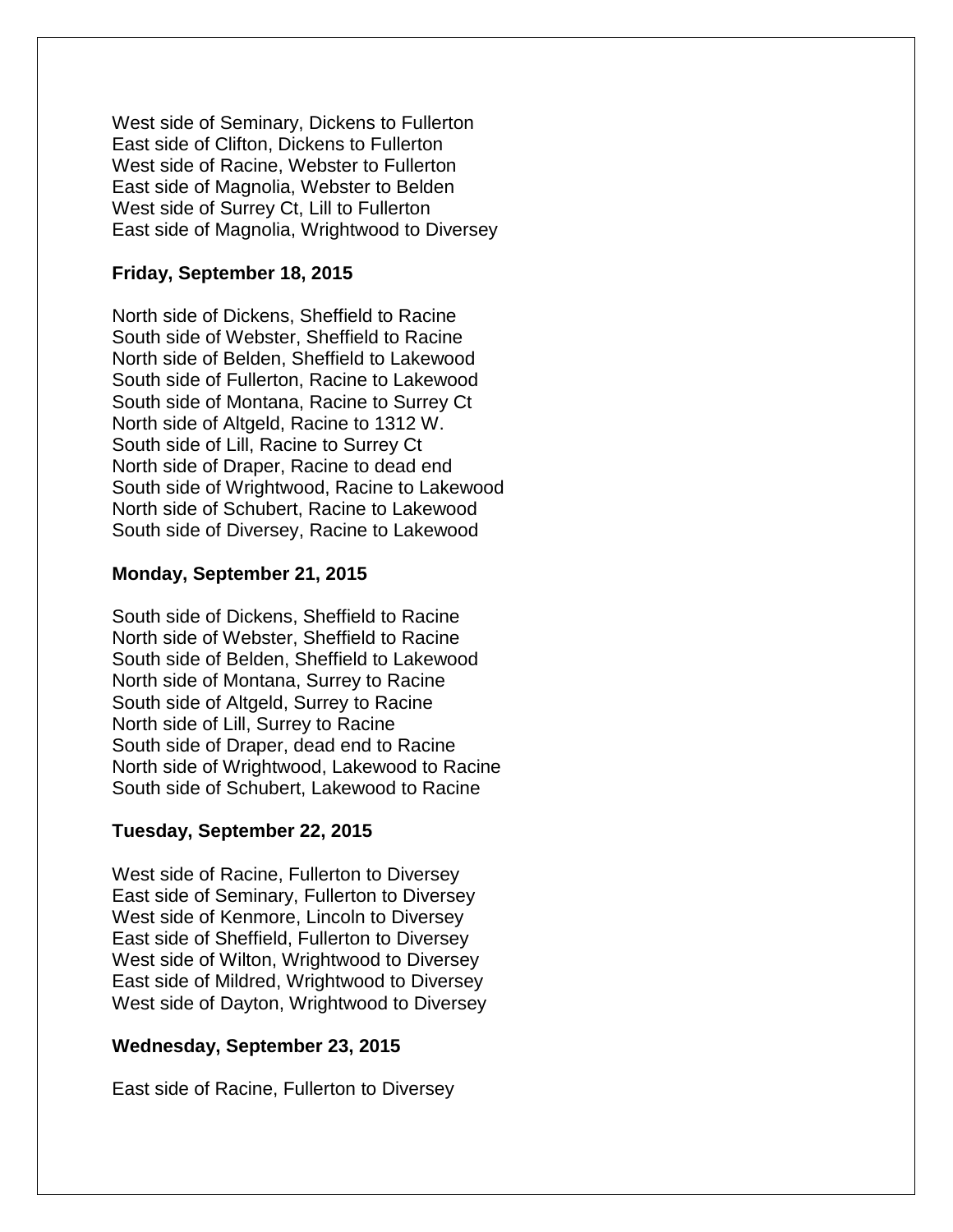West side of Seminary, Dickens to Fullerton
East side of Clifton, Dickens to Fullerton
West side of Racine, Webster to Fullerton
East side of Magnolia, Webster to Belden
West side of Surrey Ct, Lill to Fullerton
East side of Magnolia, Wrightwood to Diversey

**Friday, September 18, 2015**

North side of Dickens, Sheffield to Racine
South side of Webster, Sheffield to Racine
North side of Belden, Sheffield to Lakewood
South side of Fullerton, Racine to Lakewood
South side of Montana, Racine to Surrey Ct
North side of Altgeld, Racine to 1312 W.
South side of Lill, Racine to Surrey Ct
North side of Draper, Racine to dead end
South side of Wrightwood, Racine to Lakewood
North side of Schubert, Racine to Lakewood
South side of Diversey, Racine to Lakewood

**Monday, September 21, 2015**

South side of Dickens, Sheffield to Racine
North side of Webster, Sheffield to Racine
South side of Belden, Sheffield to Lakewood
North side of Montana, Surrey to Racine
South side of Altgeld, Surrey to Racine
North side of Lill, Surrey to Racine
South side of Draper, dead end to Racine
North side of Wrightwood, Lakewood to Racine
South side of Schubert, Lakewood to Racine

**Tuesday, September 22, 2015**

West side of Racine, Fullerton to Diversey
East side of Seminary, Fullerton to Diversey
West side of Kenmore, Lincoln to Diversey
East side of Sheffield, Fullerton to Diversey
West side of Wilton, Wrightwood to Diversey
East side of Mildred, Wrightwood to Diversey
West side of Dayton, Wrightwood to Diversey

**Wednesday, September 23, 2015**

East side of Racine, Fullerton to Diversey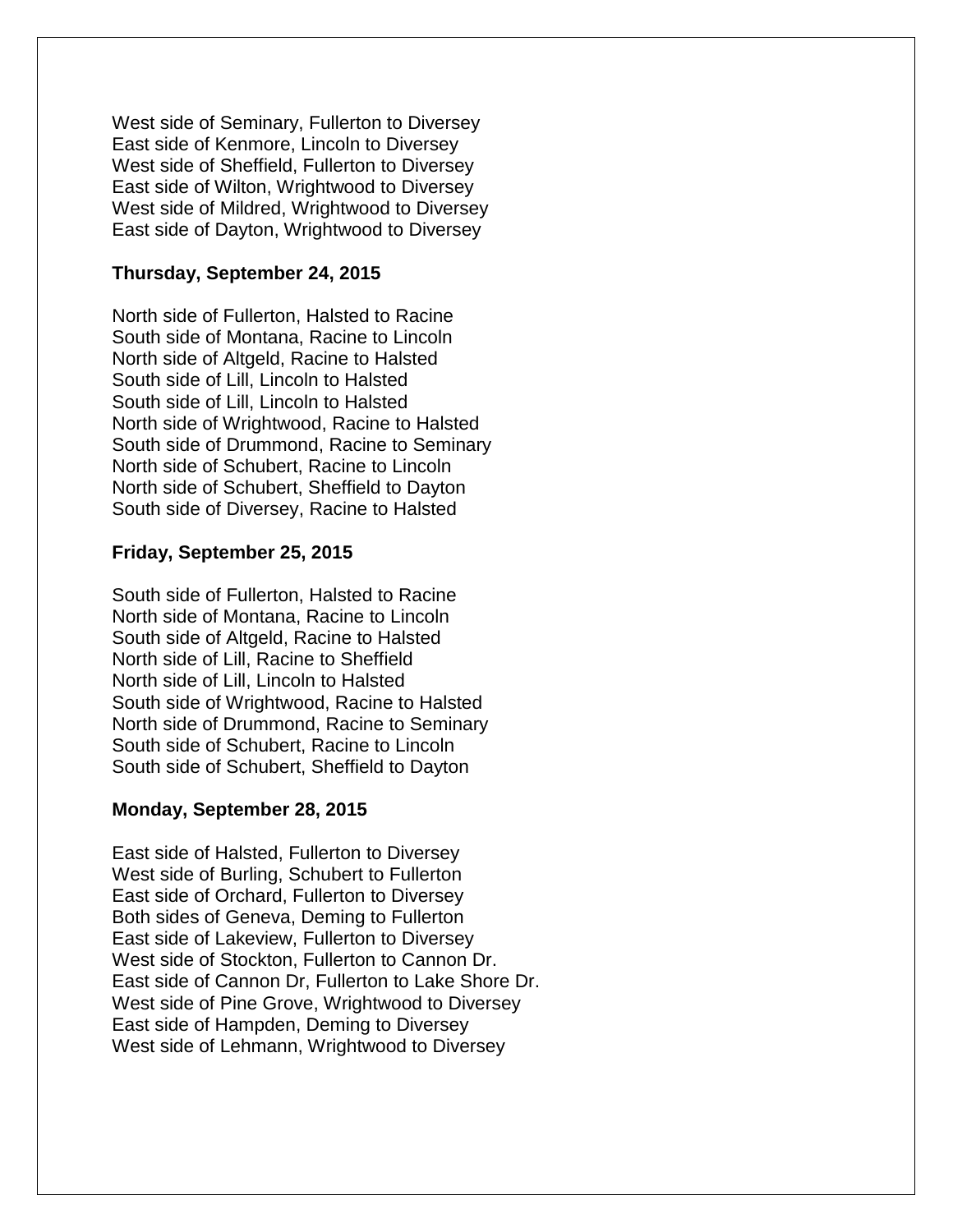West side of Seminary, Fullerton to Diversey
East side of Kenmore, Lincoln to Diversey
West side of Sheffield, Fullerton to Diversey
East side of Wilton, Wrightwood to Diversey
West side of Mildred, Wrightwood to Diversey
East side of Dayton, Wrightwood to Diversey

**Thursday, September 24, 2015**

North side of Fullerton, Halsted to Racine
South side of Montana, Racine to Lincoln
North side of Altgeld, Racine to Halsted
South side of Lill, Lincoln to Halsted
South side of Lill, Lincoln to Halsted
North side of Wrightwood, Racine to Halsted
South side of Drummond, Racine to Seminary
North side of Schubert, Racine to Lincoln
North side of Schubert, Sheffield to Dayton
South side of Diversey, Racine to Halsted

**Friday, September 25, 2015**

South side of Fullerton, Halsted to Racine
North side of Montana, Racine to Lincoln
South side of Altgeld, Racine to Halsted
North side of Lill, Racine to Sheffield
North side of Lill, Lincoln to Halsted
South side of Wrightwood, Racine to Halsted
North side of Drummond, Racine to Seminary
South side of Schubert, Racine to Lincoln
South side of Schubert, Sheffield to Dayton

**Monday, September 28, 2015**

East side of Halsted, Fullerton to Diversey
West side of Burling, Schubert to Fullerton
East side of Orchard, Fullerton to Diversey
Both sides of Geneva, Deming to Fullerton
East side of Lakeview, Fullerton to Diversey
West side of Stockton, Fullerton to Cannon Dr.
East side of Cannon Dr, Fullerton to Lake Shore Dr.
West side of Pine Grove, Wrightwood to Diversey
East side of Hampden, Deming to Diversey
West side of Lehmann, Wrightwood to Diversey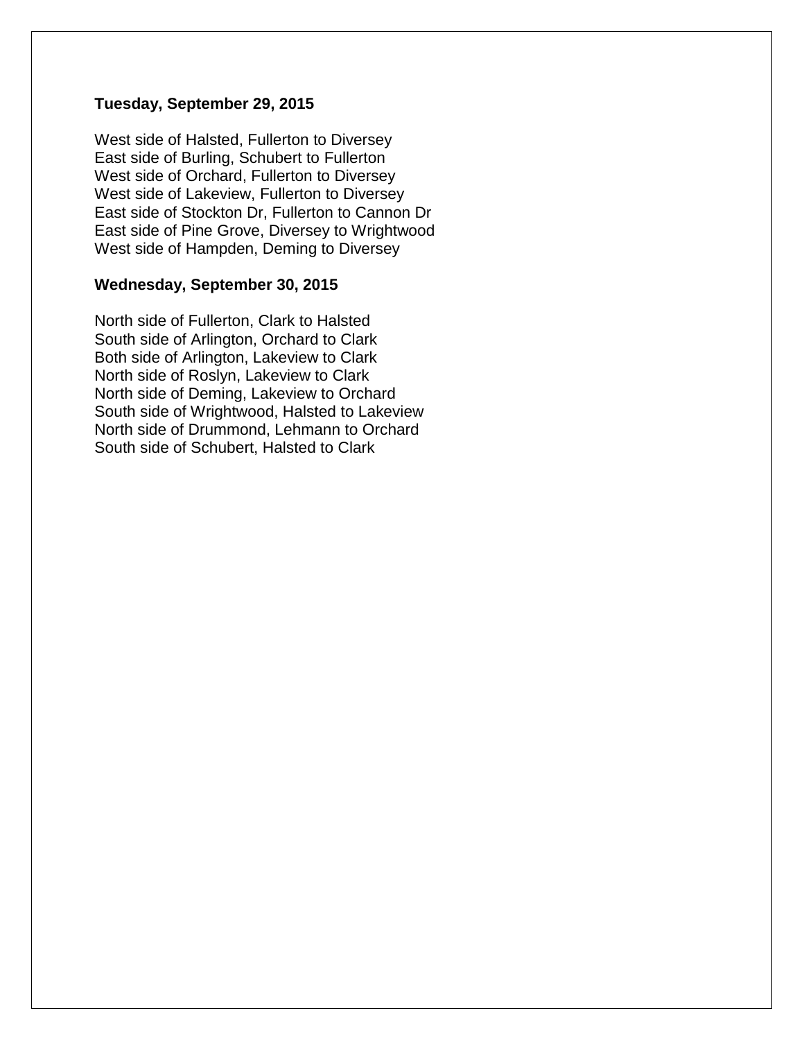**Tuesday, September 29, 2015**

West side of Halsted, Fullerton to Diversey
East side of Burling, Schubert to Fullerton
West side of Orchard, Fullerton to Diversey
West side of Lakeview, Fullerton to Diversey
East side of Stockton Dr, Fullerton to Cannon Dr
East side of Pine Grove, Diversey to Wrightwood
West side of Hampden, Deming to Diversey

**Wednesday, September 30, 2015**

North side of Fullerton, Clark to Halsted
South side of Arlington, Orchard to Clark
Both side of Arlington, Lakeview to Clark
North side of Roslyn, Lakeview to Clark
North side of Deming, Lakeview to Orchard
South side of Wrightwood, Halsted to Lakeview
North side of Drummond, Lehmann to Orchard
South side of Schubert, Halsted to Clark